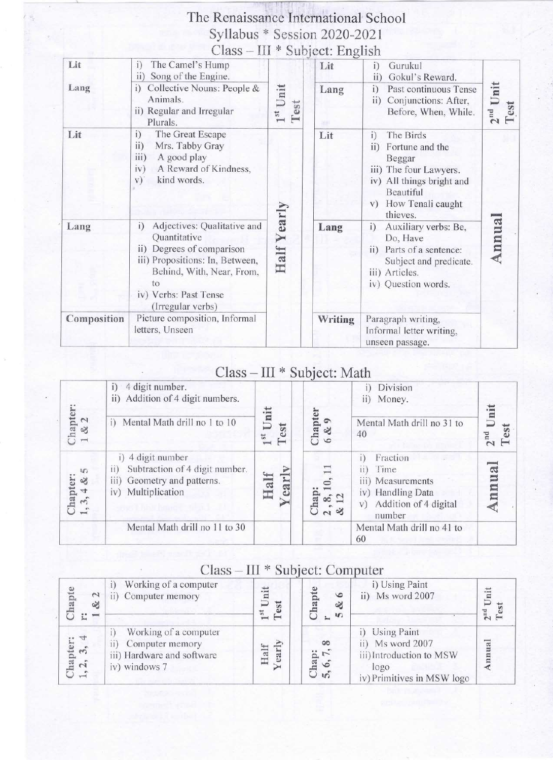# The Renaissance International School

## Syllabus * Session 2020-2021

### Class – III * Subject: English

| | | | | | |
|---|---|---|---|---|---|
| Lit | i) The Camel's Hump<br>ii) Song of the Engine. | 1st Unit Test | Lit | i) Gurukul<br>ii) Gokul's Reward. | 2nd Unit Test |
| Lang | i) Collective Nouns: People & Animals.<br>ii) Regular and Irregular Plurals. | | Lang | i) Past continuous Tense<br>ii) Conjunctions: After, Before, When, While. | |
| Lit | i) The Great Escape<br>ii) Mrs. Tabby Gray<br>iii) A good play<br>iv) A Reward of Kindness,<br>v) kind words. | Half Yearly | Lit | i) The Birds<br>ii) Fortune and the Beggar<br>iii) The four Lawyers.<br>iv) All things bright and Beautiful<br>v) How Tenali caught thieves. | Annual |
| Lang | i) Adjectives: Qualitative and Quantitative<br>ii) Degrees of comparison<br>iii) Propositions: In, Between, Behind, With, Near, From, to<br>iv) Verbs: Past Tense (Irregular verbs) | | Lang | i) Auxiliary verbs: Be, Do, Have<br>ii) Parts of a sentence: Subject and predicate.<br>iii) Articles.<br>iv) Question words. | |
| Composition | Picture composition, Informal letters, Unseen | | Writing | Paragraph writing, Informal letter writing, unseen passage. | |

### Class – III * Subject: Math

| | | | | | |
|---|---|---|---|---|---|
| Chapter: 1 & 2 | i) 4 digit number.<br>ii) Addition of 4 digit numbers. | 1st Unit Test | Chapter 6 & 9 | i) Division<br>ii) Money. | 2nd Unit Test |
| | i) Mental Math drill no 1 to 10 | | | Mental Math drill no 31 to 40 | |
| Chapter: 1, 3, 4 & 5 | i) 4 digit number<br>ii) Subtraction of 4 digit number.<br>iii) Geometry and patterns.<br>iv) Multiplication | Half Yearly | Chap: 2, 8, 10, 11 & 12 | i) Fraction<br>ii) Time<br>iii) Measurements<br>iv) Handling Data<br>v) Addition of 4 digital number | Annual |
| | Mental Math drill no 11 to 30 | | | Mental Math drill no 41 to 60 | |

### Class – III * Subject: Computer

| | | | | | |
|---|---|---|---|---|---|
| Chapter: 1 & 2 | i) Working of a computer<br>ii) Computer memory | 1st Unit Test | Chapter 5 & 6 | i) Using Paint<br>ii) Ms word 2007 | 2nd Unit Test |
| Chapter: 1, 2, 3, 4 | i) Working of a computer<br>ii) Computer memory<br>iii) Hardware and software<br>iv) windows 7 | Half Yearly | Chap: 5, 6, 7, 8 | i) Using Paint<br>ii) Ms word 2007<br>iii) Introduction to MSW logo<br>iv) Primitives in MSW logo | Annual |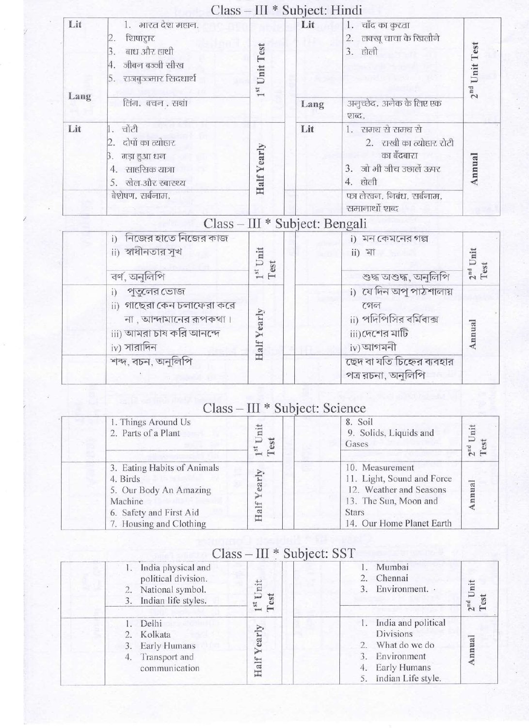## Class – III * Subject: Hindi

| | | | | | |
|---|---|---|---|---|---|
| Lit | 1. भारत देश महान.<br>2. शिशागुरु<br>3. बाघ और हाथी<br>4. जीवन बड्डी सीख<br>5. राजकुमार सिद्धार्थ | 1st Unit Test | Lit | 1. चाँद का कुरता<br>2. लक्खू चाचा के खिलौने<br>3. होली | 2nd Unit Test |
| Lang | लिंग, वचन , संज्ञा | | Lang | अनुच्छेद, अनेक के लिए एक शब्द, | |
| Lit | 1. चींटी<br>2. दीपों का त्योहार<br>3. गड़ा हुआ धन<br>4. साहसिक यात्रा<br>5. खेल और स्वास्थ्य | Half Yearly | Lit | 1. समय से समय से<br>2. राखी का त्योहार रोटी का बँटवारा<br>3. जो भी चीज उछालें ऊपर<br>4. होली | Annual |
| | बेशेषण, सर्वनाम. | | | पत्र लेखन, निबंध, सर्वनाम, समानार्थी शब्द | |

## Class – III * Subject: Bengali

| | | | | | |
|---|---|---|---|---|---|
| | i) নিজের হাতে নিজের কাজ<br>ii) স্বাধীনতার সুখ | 1st Unit Test | | i) মন কেমনের গল্প<br>ii) মা | 2nd Unit Test |
| | বর্ণ, অনুলিপি | | | শুদ্ধ অশুদ্ধ, অনুলিপি | |
| | i) পুতুলের ভোজ<br>ii) গাছেরা কেন চলাফেরা করে না , আন্দামানের রূপকথা ।<br>iii) আমরা চাষ করি আনন্দে<br>iv) সারাদিন | Half Yearly | | i) যে দিন অপু পাঠশালায় গেল<br>ii) পদিপিসির বর্মিবাক্স<br>iii) দেশের মাটি<br>iv) আগমনী | Annual |
| | শব্দ, বচন, অনুলিপি | | | ছেদ বা যতি চিহ্নের ব্যবহার পত্র রচনা, অনুলিপি | |

## Class – III * Subject: Science

| | | | | | |
|---|---|---|---|---|---|
| | 1. Things Around Us<br>2. Parts of a Plant | 1st Unit Test | | 8. Soil<br>9. Solids, Liquids and Gases | 2nd Unit Test |
| | 3. Eating Habits of Animals<br>4. Birds<br>5. Our Body An Amazing Machine<br>6. Safety and First Aid<br>7. Housing and Clothing | Half Yearly | | 10. Measurement<br>11. Light, Sound and Force<br>12. Weather and Seasons<br>13. The Sun, Moon and Stars<br>14. Our Home Planet Earth | Annual |

## Class – III * Subject: SST

| | | | | | |
|---|---|---|---|---|---|
| | 1. India physical and political division.<br>2. National symbol.<br>3. Indian life styles. | 1st Unit Test | | 1. Mumbai<br>2. Chennai<br>3. Environment. | 2nd Unit Test |
| | 1. Delhi<br>2. Kolkata<br>3. Early Humans<br>4. Transport and communication | Half Yearly | | 1. India and political Divisions<br>2. What do we do<br>3. Environment<br>4. Early Humans<br>5. Indian Life style. | Annual |